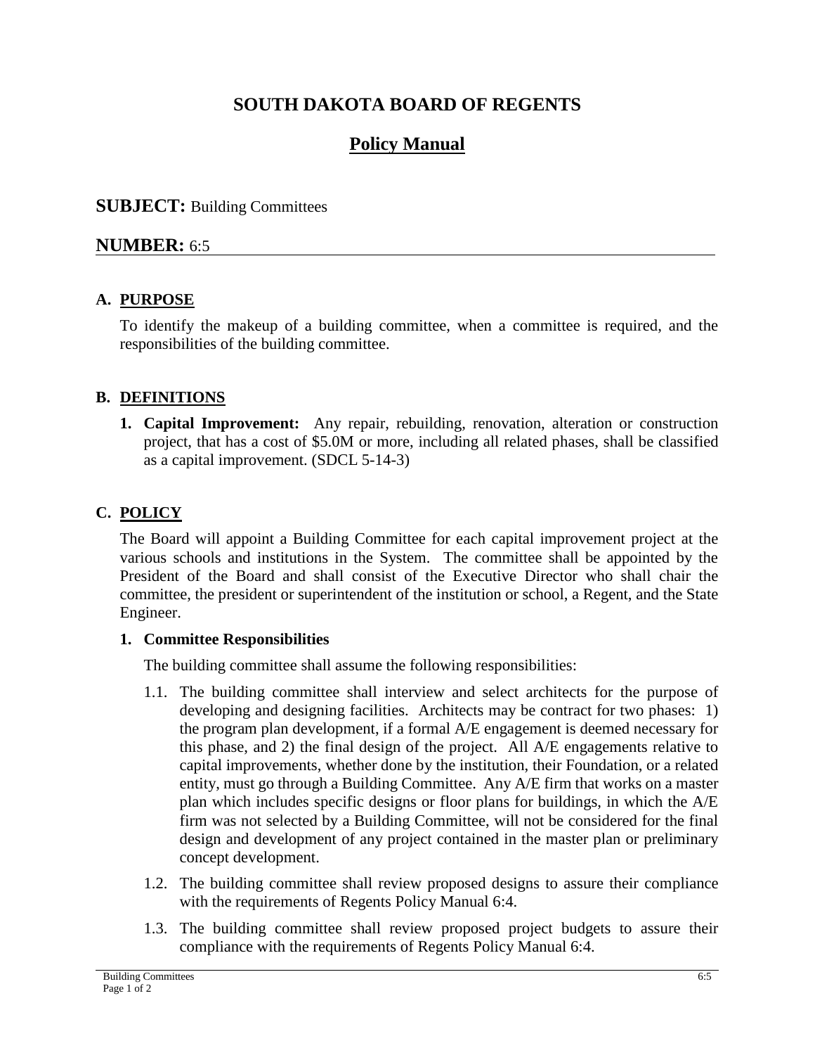# SOUTH DAKOTA BOARD OF REGENTS

## Policy Manual

**SUBJECT:** Building Committees

**NUMBER:** 6:5

### A. PURPOSE

To identify the makeup of a building committee, when a committee is required, and the responsibilities of the building committee.

### B. DEFINITIONS

1. **Capital Improvement:** Any repair, rebuilding, renovation, alteration or construction project, that has a cost of $5.0M or more, including all related phases, shall be classified as a capital improvement. (SDCL 5-14-3)

### C. POLICY

The Board will appoint a Building Committee for each capital improvement project at the various schools and institutions in the System. The committee shall be appointed by the President of the Board and shall consist of the Executive Director who shall chair the committee, the president or superintendent of the institution or school, a Regent, and the State Engineer.

**1. Committee Responsibilities**

The building committee shall assume the following responsibilities:

1.1. The building committee shall interview and select architects for the purpose of developing and designing facilities. Architects may be contract for two phases: 1) the program plan development, if a formal A/E engagement is deemed necessary for this phase, and 2) the final design of the project. All A/E engagements relative to capital improvements, whether done by the institution, their Foundation, or a related entity, must go through a Building Committee. Any A/E firm that works on a master plan which includes specific designs or floor plans for buildings, in which the A/E firm was not selected by a Building Committee, will not be considered for the final design and development of any project contained in the master plan or preliminary concept development.

1.2. The building committee shall review proposed designs to assure their compliance with the requirements of Regents Policy Manual 6:4.

1.3. The building committee shall review proposed project budgets to assure their compliance with the requirements of Regents Policy Manual 6:4.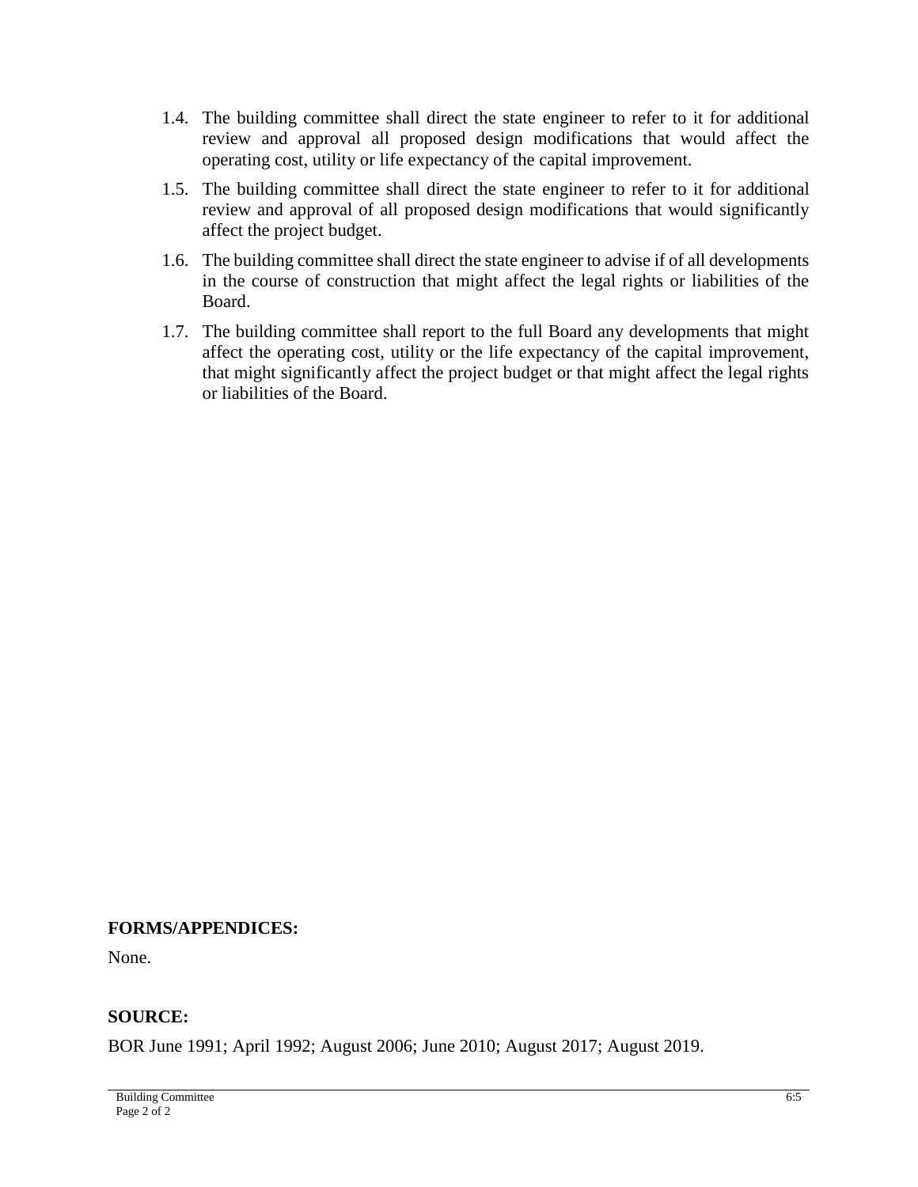1.4. The building committee shall direct the state engineer to refer to it for additional review and approval all proposed design modifications that would affect the operating cost, utility or life expectancy of the capital improvement.

1.5. The building committee shall direct the state engineer to refer to it for additional review and approval of all proposed design modifications that would significantly affect the project budget.

1.6. The building committee shall direct the state engineer to advise if of all developments in the course of construction that might affect the legal rights or liabilities of the Board.

1.7. The building committee shall report to the full Board any developments that might affect the operating cost, utility or the life expectancy of the capital improvement, that might significantly affect the project budget or that might affect the legal rights or liabilities of the Board.

**FORMS/APPENDICES:**

None.

**SOURCE:**

BOR June 1991; April 1992; August 2006; June 2010; August 2017; August 2019.